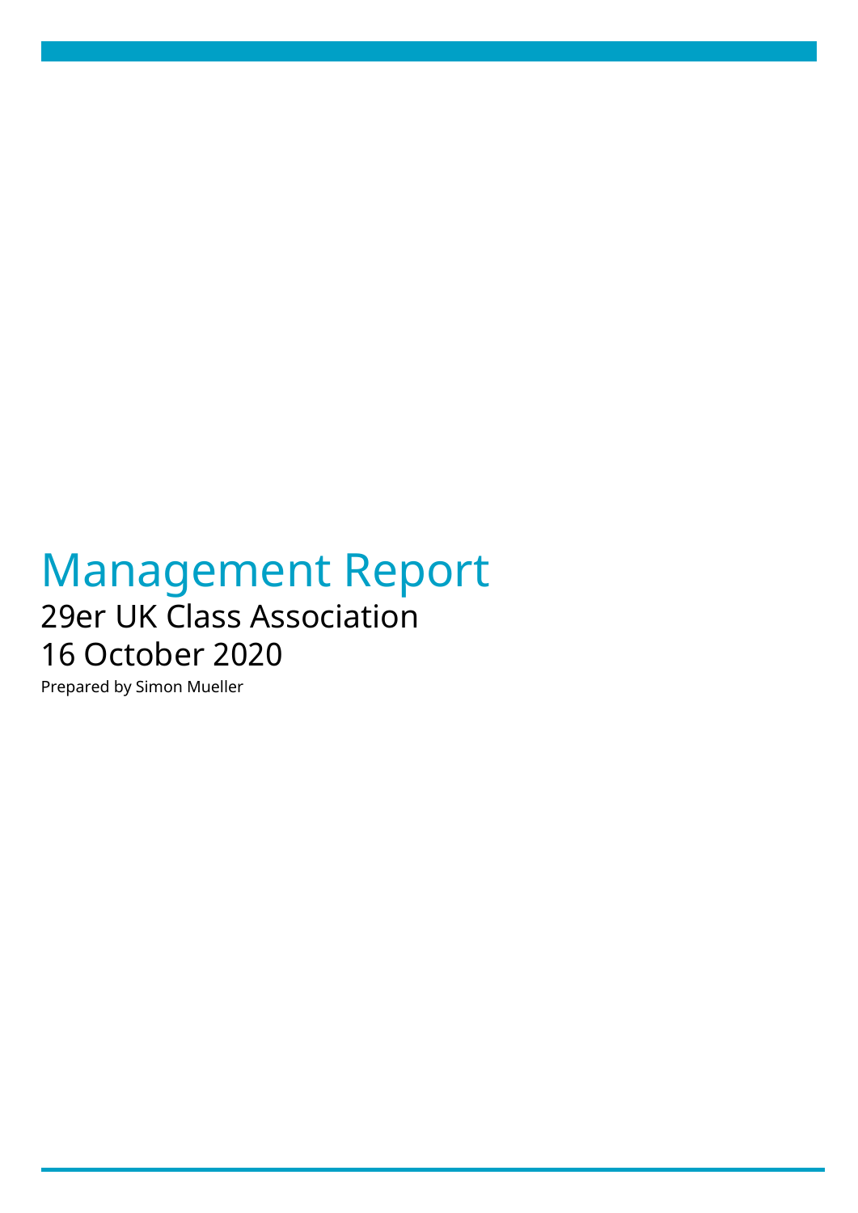# Management Report

## 29er UK Class Association

## 16 October 2020

Prepared by Simon Mueller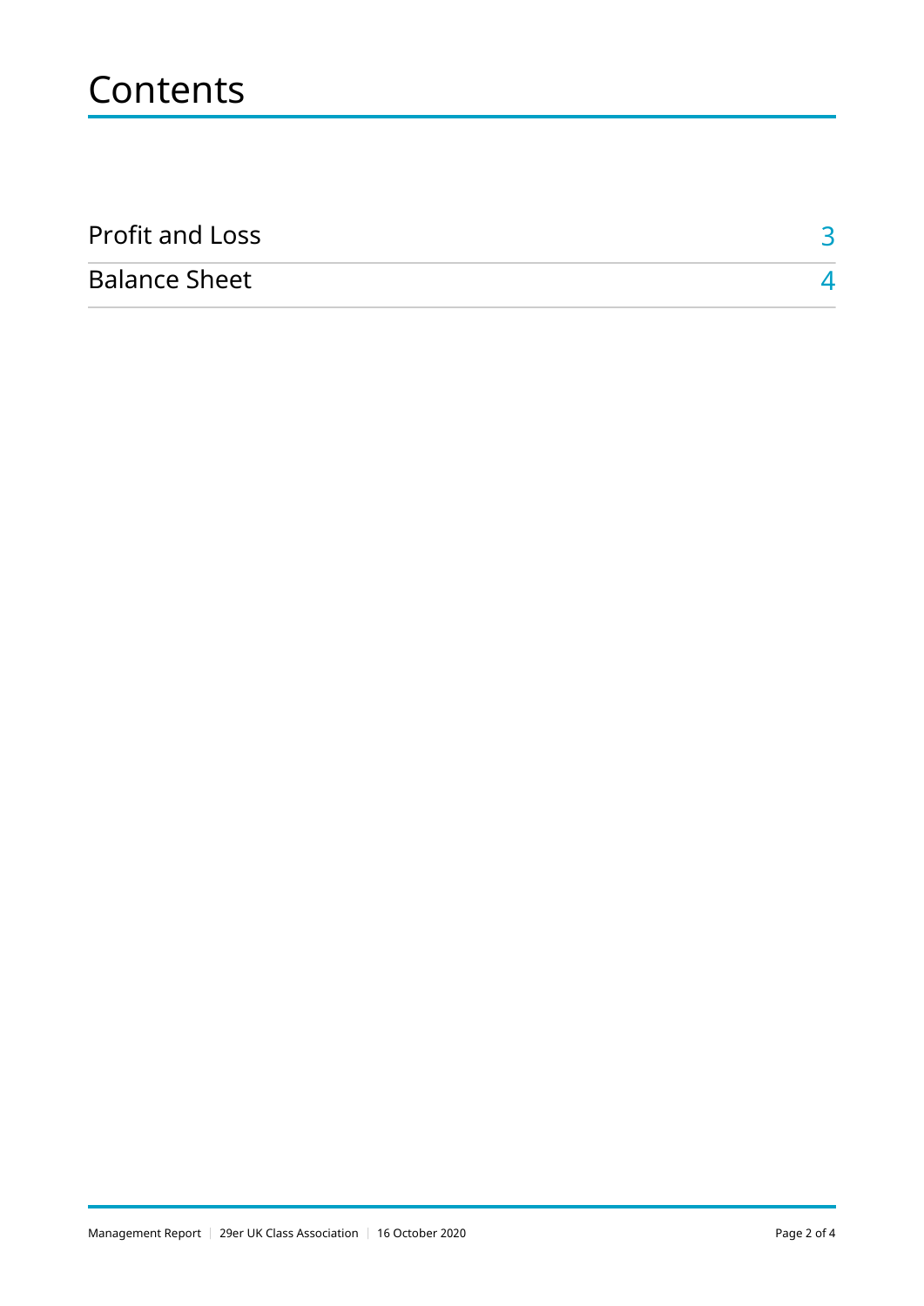# Contents

| | |
|---|---|
| Profit and Loss | 3 |
| Balance Sheet | 4 |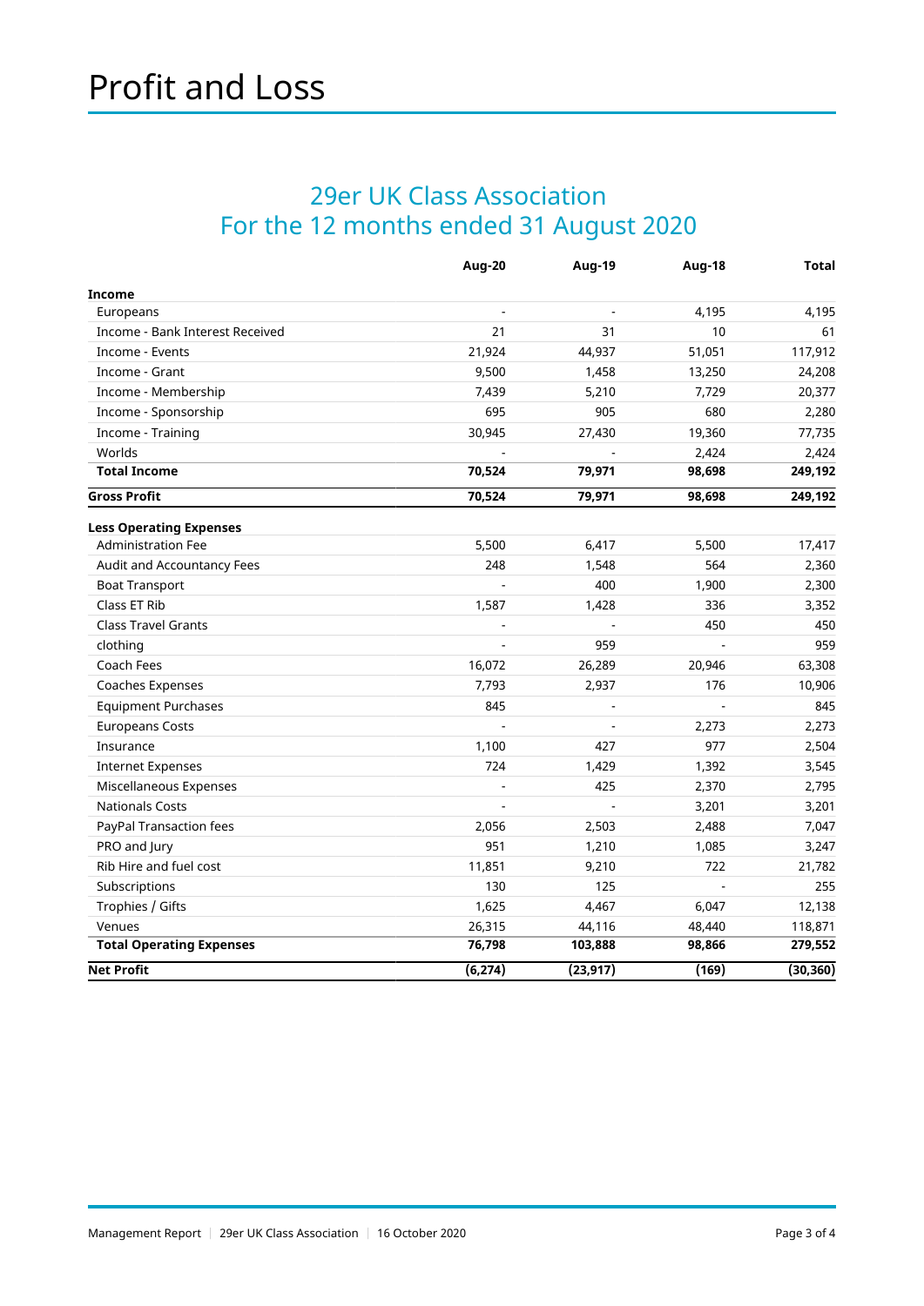# Profit and Loss

## 29er UK Class Association
## For the 12 months ended 31 August 2020

| | Aug-20 | Aug-19 | Aug-18 | Total |
|---|---|---|---|---|
| **Income** | | | | |
| Europeans | - | - | 4,195 | 4,195 |
| Income - Bank Interest Received | 21 | 31 | 10 | 61 |
| Income - Events | 21,924 | 44,937 | 51,051 | 117,912 |
| Income - Grant | 9,500 | 1,458 | 13,250 | 24,208 |
| Income - Membership | 7,439 | 5,210 | 7,729 | 20,377 |
| Income - Sponsorship | 695 | 905 | 680 | 2,280 |
| Income - Training | 30,945 | 27,430 | 19,360 | 77,735 |
| Worlds | - | - | 2,424 | 2,424 |
| **Total Income** | **70,524** | **79,971** | **98,698** | **249,192** |
| **Gross Profit** | **70,524** | **79,971** | **98,698** | **249,192** |
| **Less Operating Expenses** | | | | |
| Administration Fee | 5,500 | 6,417 | 5,500 | 17,417 |
| Audit and Accountancy Fees | 248 | 1,548 | 564 | 2,360 |
| Boat Transport | - | 400 | 1,900 | 2,300 |
| Class ET Rib | 1,587 | 1,428 | 336 | 3,352 |
| Class Travel Grants | - | - | 450 | 450 |
| clothing | - | 959 | - | 959 |
| Coach Fees | 16,072 | 26,289 | 20,946 | 63,308 |
| Coaches Expenses | 7,793 | 2,937 | 176 | 10,906 |
| Equipment Purchases | 845 | - | - | 845 |
| Europeans Costs | - | - | 2,273 | 2,273 |
| Insurance | 1,100 | 427 | 977 | 2,504 |
| Internet Expenses | 724 | 1,429 | 1,392 | 3,545 |
| Miscellaneous Expenses | - | 425 | 2,370 | 2,795 |
| Nationals Costs | - | - | 3,201 | 3,201 |
| PayPal Transaction fees | 2,056 | 2,503 | 2,488 | 7,047 |
| PRO and Jury | 951 | 1,210 | 1,085 | 3,247 |
| Rib Hire and fuel cost | 11,851 | 9,210 | 722 | 21,782 |
| Subscriptions | 130 | 125 | - | 255 |
| Trophies / Gifts | 1,625 | 4,467 | 6,047 | 12,138 |
| Venues | 26,315 | 44,116 | 48,440 | 118,871 |
| **Total Operating Expenses** | **76,798** | **103,888** | **98,866** | **279,552** |
| **Net Profit** | **(6,274)** | **(23,917)** | **(169)** | **(30,360)** |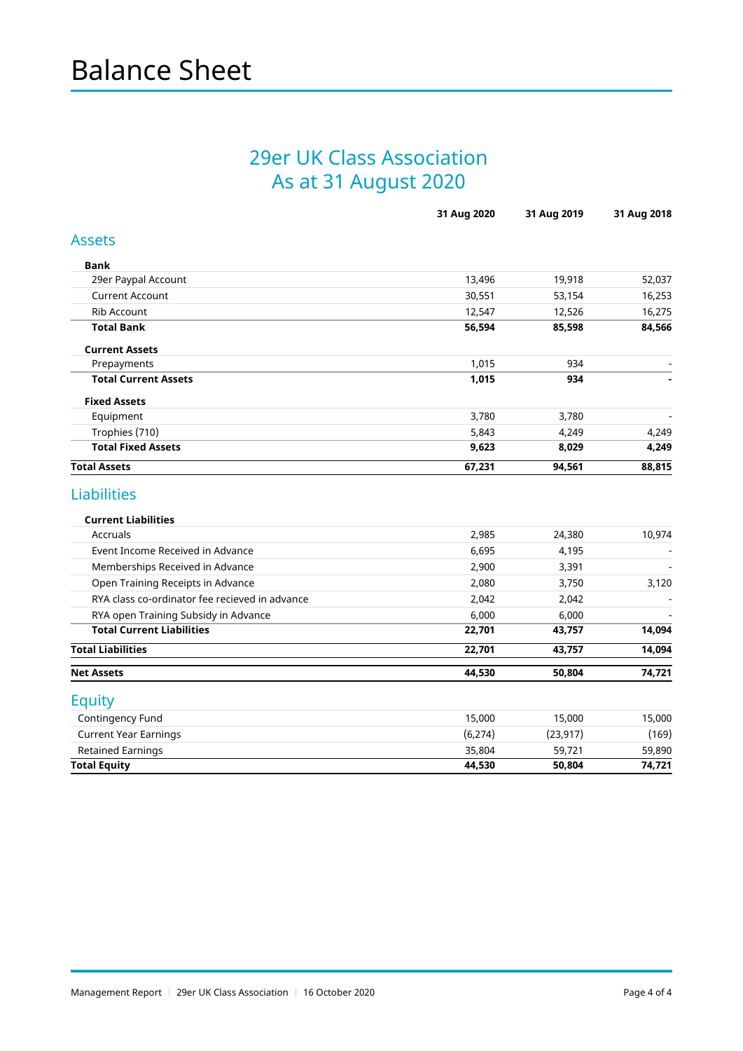# Balance Sheet

## 29er UK Class Association
## As at 31 August 2020

| | 31 Aug 2020 | 31 Aug 2019 | 31 Aug 2018 |
|---|---|---|---|
| **Assets** | | | |
| **Bank** | | | |
| 29er Paypal Account | 13,496 | 19,918 | 52,037 |
| Current Account | 30,551 | 53,154 | 16,253 |
| Rib Account | 12,547 | 12,526 | 16,275 |
| **Total Bank** | **56,594** | **85,598** | **84,566** |
| **Current Assets** | | | |
| Prepayments | 1,015 | 934 | - |
| **Total Current Assets** | **1,015** | **934** | **-** |
| **Fixed Assets** | | | |
| Equipment | 3,780 | 3,780 | - |
| Trophies (710) | 5,843 | 4,249 | 4,249 |
| **Total Fixed Assets** | **9,623** | **8,029** | **4,249** |
| **Total Assets** | **67,231** | **94,561** | **88,815** |
| **Liabilities** | | | |
| **Current Liabilities** | | | |
| Accruals | 2,985 | 24,380 | 10,974 |
| Event Income Received in Advance | 6,695 | 4,195 | - |
| Memberships Received in Advance | 2,900 | 3,391 | - |
| Open Training Receipts in Advance | 2,080 | 3,750 | 3,120 |
| RYA class co-ordinator fee recieved in advance | 2,042 | 2,042 | - |
| RYA open Training Subsidy in Advance | 6,000 | 6,000 | - |
| **Total Current Liabilities** | **22,701** | **43,757** | **14,094** |
| **Total Liabilities** | **22,701** | **43,757** | **14,094** |
| **Net Assets** | **44,530** | **50,804** | **74,721** |
| **Equity** | | | |
| Contingency Fund | 15,000 | 15,000 | 15,000 |
| Current Year Earnings | (6,274) | (23,917) | (169) |
| Retained Earnings | 35,804 | 59,721 | 59,890 |
| **Total Equity** | **44,530** | **50,804** | **74,721** |